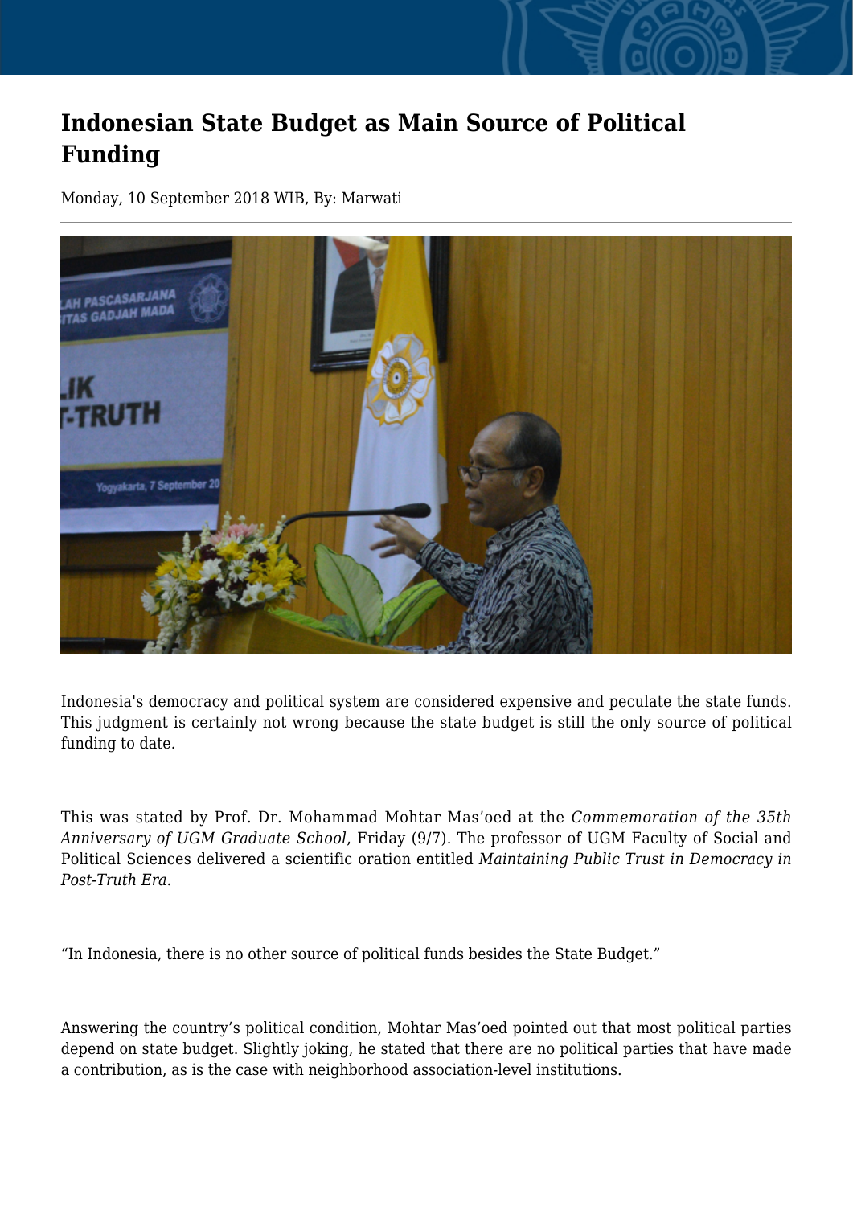# Indonesian State Budget as Main Source of Political Funding

Monday, 10 September 2018 WIB, By: Marwati

Indonesia's democracy and political system are considered expensive and peculate the state funds. This judgment is certainly not wrong because the state budget is still the only source of political funding to date.

This was stated by Prof. Dr. Mohammad Mohtar Mas'oed at the *Commemoration of the 35th Anniversary of UGM Graduate School*, Friday (9/7). The professor of UGM Faculty of Social and Political Sciences delivered a scientific oration entitled *Maintaining Public Trust in Democracy in Post-Truth Era*.

"In Indonesia, there is no other source of political funds besides the State Budget."

Answering the country's political condition, Mohtar Mas'oed pointed out that most political parties depend on state budget. Slightly joking, he stated that there are no political parties that have made a contribution, as is the case with neighborhood association-level institutions.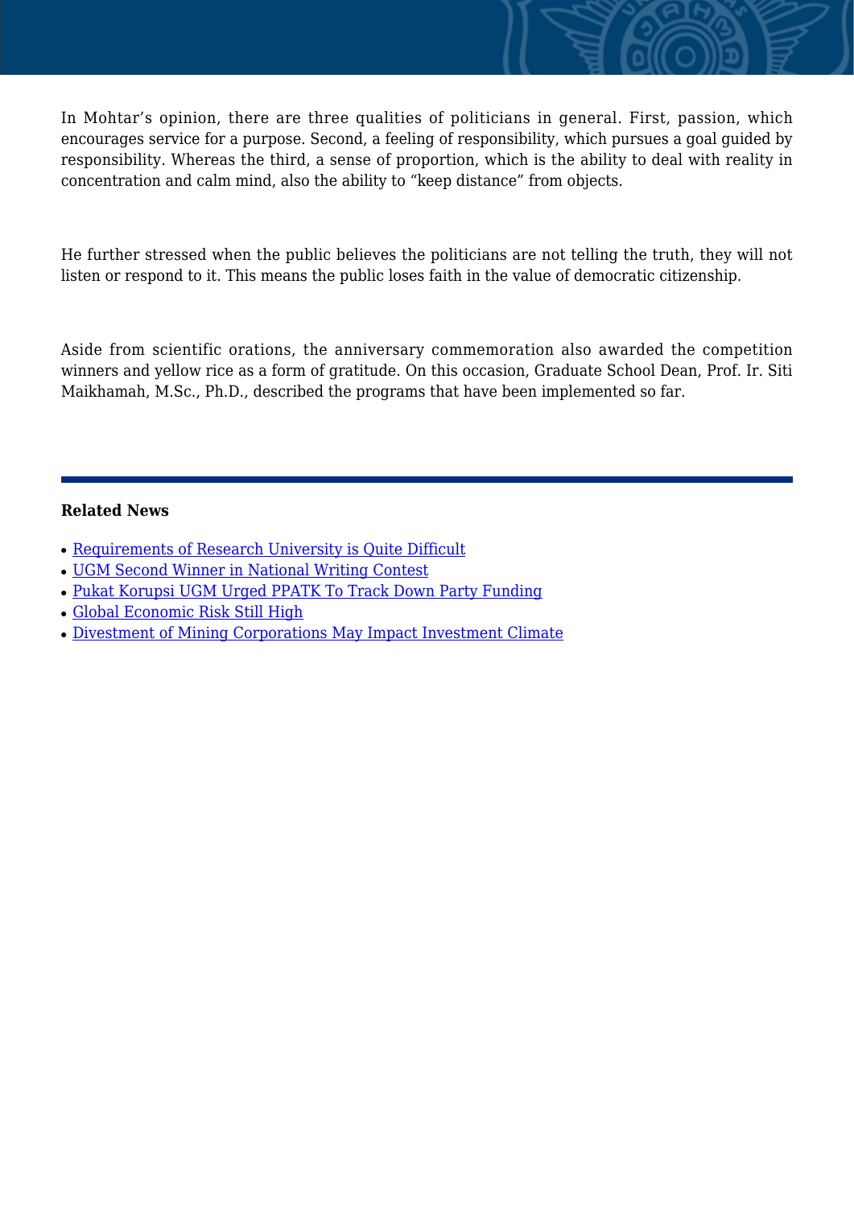In Mohtar's opinion, there are three qualities of politicians in general. First, passion, which encourages service for a purpose. Second, a feeling of responsibility, which pursues a goal guided by responsibility. Whereas the third, a sense of proportion, which is the ability to deal with reality in concentration and calm mind, also the ability to "keep distance" from objects.

He further stressed when the public believes the politicians are not telling the truth, they will not listen or respond to it. This means the public loses faith in the value of democratic citizenship.

Aside from scientific orations, the anniversary commemoration also awarded the competition winners and yellow rice as a form of gratitude. On this occasion, Graduate School Dean, Prof. Ir. Siti Maikhamah, M.Sc., Ph.D., described the programs that have been implemented so far.

---

**Related News**

- Requirements of Research University is Quite Difficult
- UGM Second Winner in National Writing Contest
- Pukat Korupsi UGM Urged PPATK To Track Down Party Funding
- Global Economic Risk Still High
- Divestment of Mining Corporations May Impact Investment Climate